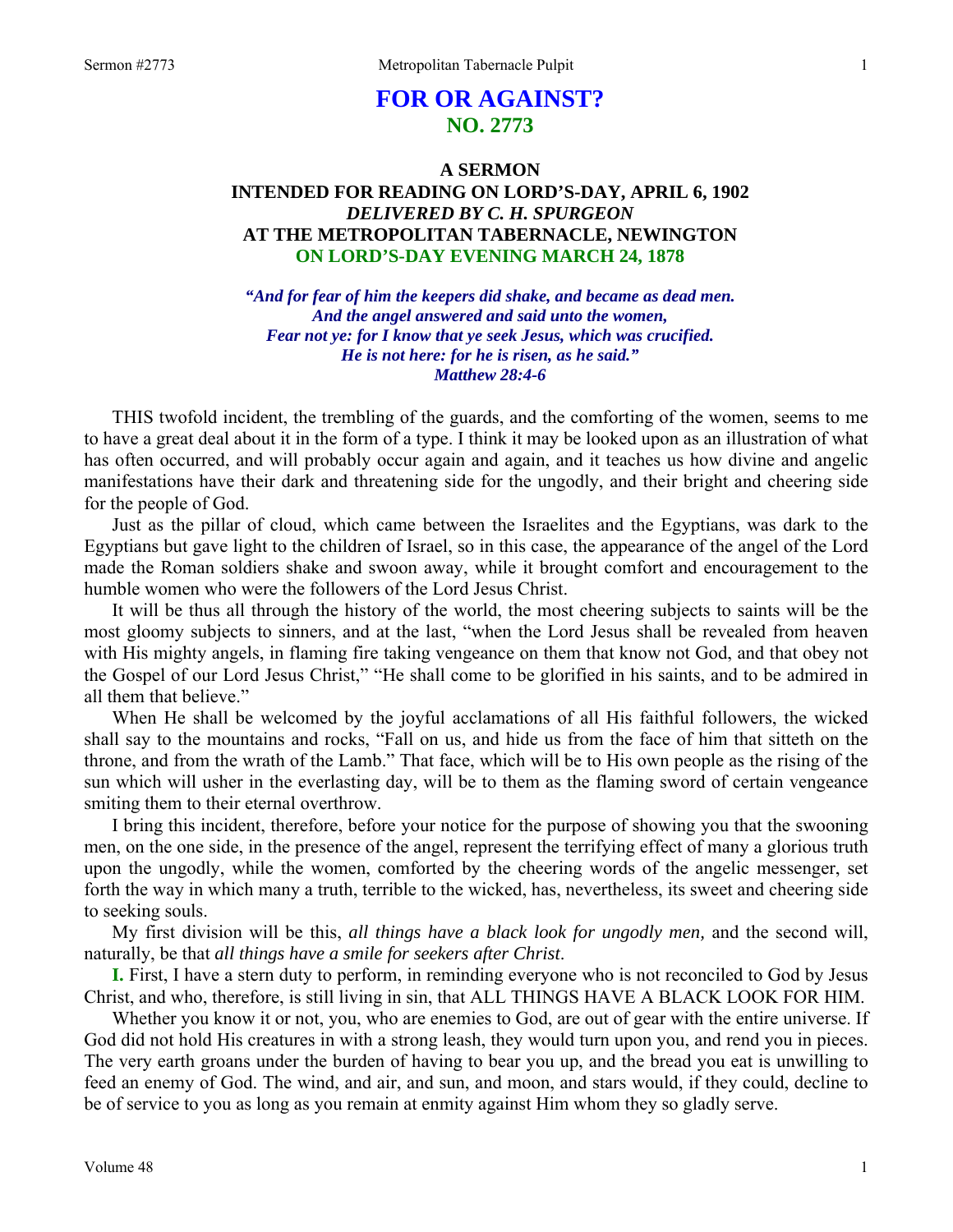# FOR OR AGAINST?
## NO. 2773

### A SERMON
### INTENDED FOR READING ON LORD'S-DAY, APRIL 6, 1902
### *DELIVERED BY C. H. SPURGEON*
### AT THE METROPOLITAN TABERNACLE, NEWINGTON
### ON LORD'S-DAY EVENING MARCH 24, 1878

***"And for fear of him the keepers did shake, and became as dead men.  
And the angel answered and said unto the women,  
Fear not ye: for I know that ye seek Jesus, which was crucified.  
He is not here: for he is risen, as he said."  
Matthew 28:4-6***

THIS twofold incident, the trembling of the guards, and the comforting of the women, seems to me to have a great deal about it in the form of a type. I think it may be looked upon as an illustration of what has often occurred, and will probably occur again and again, and it teaches us how divine and angelic manifestations have their dark and threatening side for the ungodly, and their bright and cheering side for the people of God.

Just as the pillar of cloud, which came between the Israelites and the Egyptians, was dark to the Egyptians but gave light to the children of Israel, so in this case, the appearance of the angel of the Lord made the Roman soldiers shake and swoon away, while it brought comfort and encouragement to the humble women who were the followers of the Lord Jesus Christ.

It will be thus all through the history of the world, the most cheering subjects to saints will be the most gloomy subjects to sinners, and at the last, "when the Lord Jesus shall be revealed from heaven with His mighty angels, in flaming fire taking vengeance on them that know not God, and that obey not the Gospel of our Lord Jesus Christ," "He shall come to be glorified in his saints, and to be admired in all them that believe."

When He shall be welcomed by the joyful acclamations of all His faithful followers, the wicked shall say to the mountains and rocks, "Fall on us, and hide us from the face of him that sitteth on the throne, and from the wrath of the Lamb." That face, which will be to His own people as the rising of the sun which will usher in the everlasting day, will be to them as the flaming sword of certain vengeance smiting them to their eternal overthrow.

I bring this incident, therefore, before your notice for the purpose of showing you that the swooning men, on the one side, in the presence of the angel, represent the terrifying effect of many a glorious truth upon the ungodly, while the women, comforted by the cheering words of the angelic messenger, set forth the way in which many a truth, terrible to the wicked, has, nevertheless, its sweet and cheering side to seeking souls.

My first division will be this, *all things have a black look for ungodly men,* and the second will, naturally, be that *all things have a smile for seekers after Christ*.

**I.** First, I have a stern duty to perform, in reminding everyone who is not reconciled to God by Jesus Christ, and who, therefore, is still living in sin, that ALL THINGS HAVE A BLACK LOOK FOR HIM.

Whether you know it or not, you, who are enemies to God, are out of gear with the entire universe. If God did not hold His creatures in with a strong leash, they would turn upon you, and rend you in pieces. The very earth groans under the burden of having to bear you up, and the bread you eat is unwilling to feed an enemy of God. The wind, and air, and sun, and moon, and stars would, if they could, decline to be of service to you as long as you remain at enmity against Him whom they so gladly serve.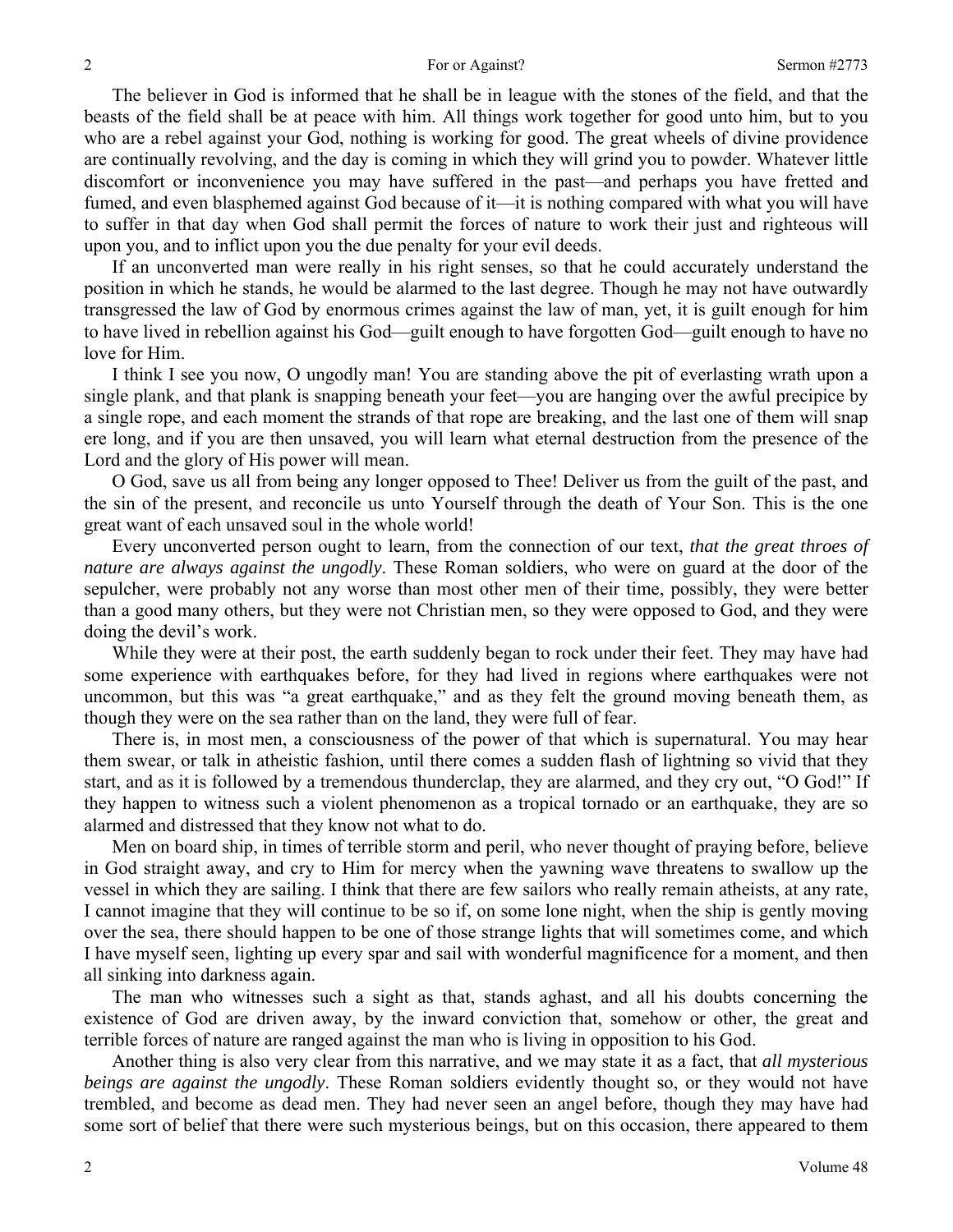The believer in God is informed that he shall be in league with the stones of the field, and that the beasts of the field shall be at peace with him. All things work together for good unto him, but to you who are a rebel against your God, nothing is working for good. The great wheels of divine providence are continually revolving, and the day is coming in which they will grind you to powder. Whatever little discomfort or inconvenience you may have suffered in the past—and perhaps you have fretted and fumed, and even blasphemed against God because of it—it is nothing compared with what you will have to suffer in that day when God shall permit the forces of nature to work their just and righteous will upon you, and to inflict upon you the due penalty for your evil deeds.

If an unconverted man were really in his right senses, so that he could accurately understand the position in which he stands, he would be alarmed to the last degree. Though he may not have outwardly transgressed the law of God by enormous crimes against the law of man, yet, it is guilt enough for him to have lived in rebellion against his God—guilt enough to have forgotten God—guilt enough to have no love for Him.

I think I see you now, O ungodly man! You are standing above the pit of everlasting wrath upon a single plank, and that plank is snapping beneath your feet—you are hanging over the awful precipice by a single rope, and each moment the strands of that rope are breaking, and the last one of them will snap ere long, and if you are then unsaved, you will learn what eternal destruction from the presence of the Lord and the glory of His power will mean.

O God, save us all from being any longer opposed to Thee! Deliver us from the guilt of the past, and the sin of the present, and reconcile us unto Yourself through the death of Your Son. This is the one great want of each unsaved soul in the whole world!

Every unconverted person ought to learn, from the connection of our text, *that the great throes of nature are always against the ungodly*. These Roman soldiers, who were on guard at the door of the sepulcher, were probably not any worse than most other men of their time, possibly, they were better than a good many others, but they were not Christian men, so they were opposed to God, and they were doing the devil's work.

While they were at their post, the earth suddenly began to rock under their feet. They may have had some experience with earthquakes before, for they had lived in regions where earthquakes were not uncommon, but this was "a great earthquake," and as they felt the ground moving beneath them, as though they were on the sea rather than on the land, they were full of fear.

There is, in most men, a consciousness of the power of that which is supernatural. You may hear them swear, or talk in atheistic fashion, until there comes a sudden flash of lightning so vivid that they start, and as it is followed by a tremendous thunderclap, they are alarmed, and they cry out, "O God!" If they happen to witness such a violent phenomenon as a tropical tornado or an earthquake, they are so alarmed and distressed that they know not what to do.

Men on board ship, in times of terrible storm and peril, who never thought of praying before, believe in God straight away, and cry to Him for mercy when the yawning wave threatens to swallow up the vessel in which they are sailing. I think that there are few sailors who really remain atheists, at any rate, I cannot imagine that they will continue to be so if, on some lone night, when the ship is gently moving over the sea, there should happen to be one of those strange lights that will sometimes come, and which I have myself seen, lighting up every spar and sail with wonderful magnificence for a moment, and then all sinking into darkness again.

The man who witnesses such a sight as that, stands aghast, and all his doubts concerning the existence of God are driven away, by the inward conviction that, somehow or other, the great and terrible forces of nature are ranged against the man who is living in opposition to his God.

Another thing is also very clear from this narrative, and we may state it as a fact, that *all mysterious beings are against the ungodly*. These Roman soldiers evidently thought so, or they would not have trembled, and become as dead men. They had never seen an angel before, though they may have had some sort of belief that there were such mysterious beings, but on this occasion, there appeared to them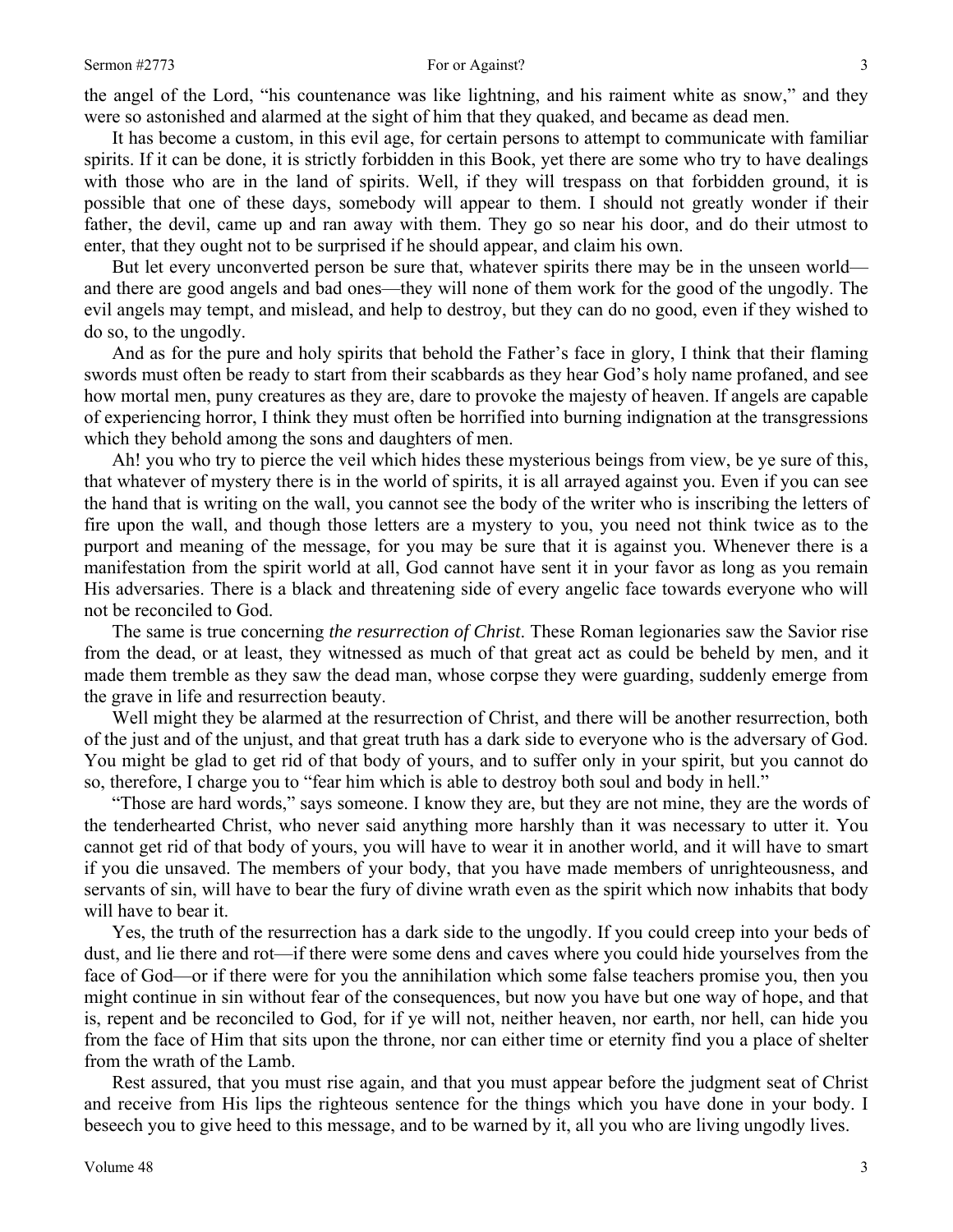the angel of the Lord, "his countenance was like lightning, and his raiment white as snow," and they were so astonished and alarmed at the sight of him that they quaked, and became as dead men.

It has become a custom, in this evil age, for certain persons to attempt to communicate with familiar spirits. If it can be done, it is strictly forbidden in this Book, yet there are some who try to have dealings with those who are in the land of spirits. Well, if they will trespass on that forbidden ground, it is possible that one of these days, somebody will appear to them. I should not greatly wonder if their father, the devil, came up and ran away with them. They go so near his door, and do their utmost to enter, that they ought not to be surprised if he should appear, and claim his own.

But let every unconverted person be sure that, whatever spirits there may be in the unseen world—and there are good angels and bad ones—they will none of them work for the good of the ungodly. The evil angels may tempt, and mislead, and help to destroy, but they can do no good, even if they wished to do so, to the ungodly.

And as for the pure and holy spirits that behold the Father's face in glory, I think that their flaming swords must often be ready to start from their scabbards as they hear God's holy name profaned, and see how mortal men, puny creatures as they are, dare to provoke the majesty of heaven. If angels are capable of experiencing horror, I think they must often be horrified into burning indignation at the transgressions which they behold among the sons and daughters of men.

Ah! you who try to pierce the veil which hides these mysterious beings from view, be ye sure of this, that whatever of mystery there is in the world of spirits, it is all arrayed against you. Even if you can see the hand that is writing on the wall, you cannot see the body of the writer who is inscribing the letters of fire upon the wall, and though those letters are a mystery to you, you need not think twice as to the purport and meaning of the message, for you may be sure that it is against you. Whenever there is a manifestation from the spirit world at all, God cannot have sent it in your favor as long as you remain His adversaries. There is a black and threatening side of every angelic face towards everyone who will not be reconciled to God.

The same is true concerning *the resurrection of Christ.* These Roman legionaries saw the Savior rise from the dead, or at least, they witnessed as much of that great act as could be beheld by men, and it made them tremble as they saw the dead man, whose corpse they were guarding, suddenly emerge from the grave in life and resurrection beauty.

Well might they be alarmed at the resurrection of Christ, and there will be another resurrection, both of the just and of the unjust, and that great truth has a dark side to everyone who is the adversary of God. You might be glad to get rid of that body of yours, and to suffer only in your spirit, but you cannot do so, therefore, I charge you to "fear him which is able to destroy both soul and body in hell."

"Those are hard words," says someone. I know they are, but they are not mine, they are the words of the tenderhearted Christ, who never said anything more harshly than it was necessary to utter it. You cannot get rid of that body of yours, you will have to wear it in another world, and it will have to smart if you die unsaved. The members of your body, that you have made members of unrighteousness, and servants of sin, will have to bear the fury of divine wrath even as the spirit which now inhabits that body will have to bear it.

Yes, the truth of the resurrection has a dark side to the ungodly. If you could creep into your beds of dust, and lie there and rot—if there were some dens and caves where you could hide yourselves from the face of God—or if there were for you the annihilation which some false teachers promise you, then you might continue in sin without fear of the consequences, but now you have but one way of hope, and that is, repent and be reconciled to God, for if ye will not, neither heaven, nor earth, nor hell, can hide you from the face of Him that sits upon the throne, nor can either time or eternity find you a place of shelter from the wrath of the Lamb.

Rest assured, that you must rise again, and that you must appear before the judgment seat of Christ and receive from His lips the righteous sentence for the things which you have done in your body. I beseech you to give heed to this message, and to be warned by it, all you who are living ungodly lives.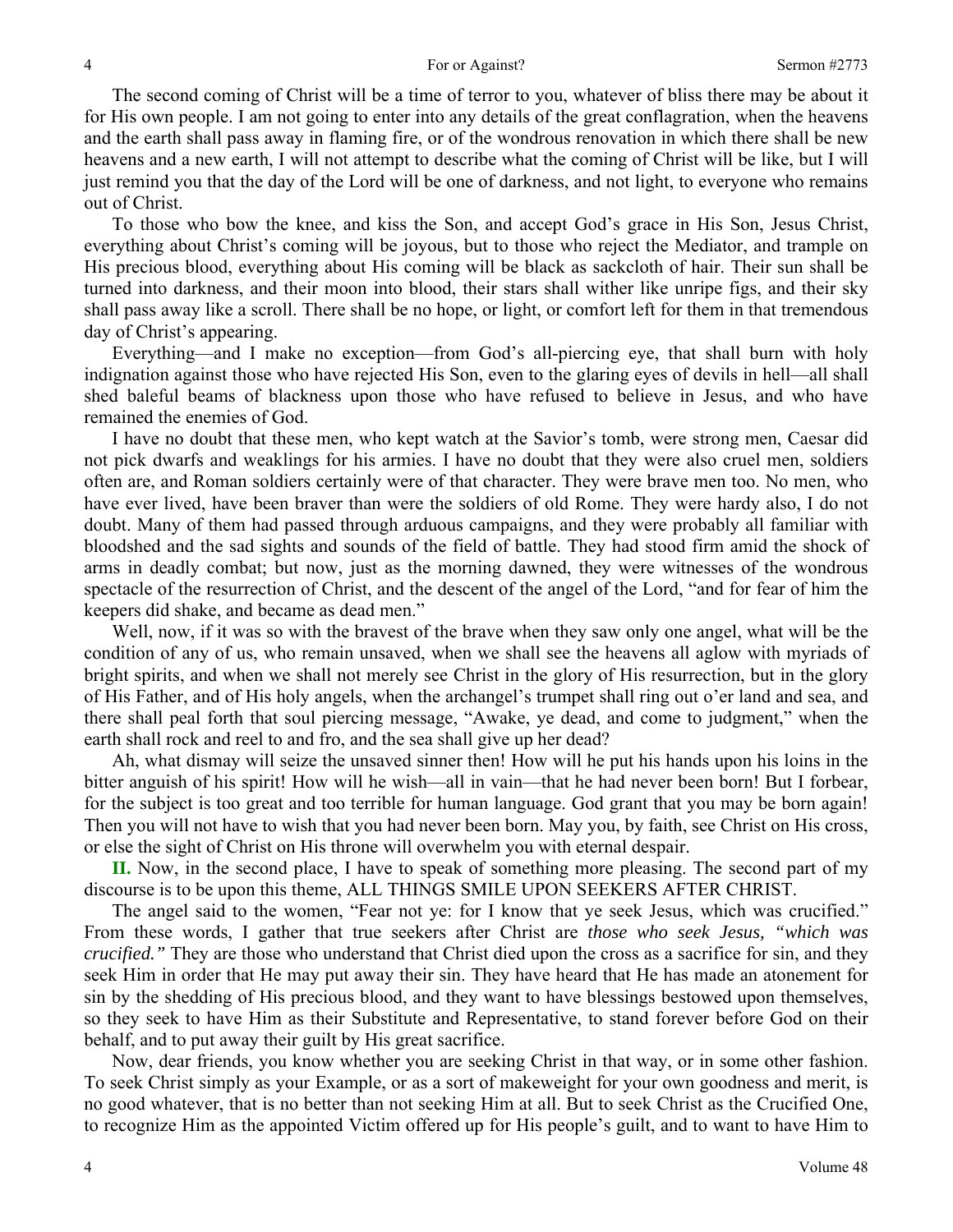The second coming of Christ will be a time of terror to you, whatever of bliss there may be about it for His own people. I am not going to enter into any details of the great conflagration, when the heavens and the earth shall pass away in flaming fire, or of the wondrous renovation in which there shall be new heavens and a new earth, I will not attempt to describe what the coming of Christ will be like, but I will just remind you that the day of the Lord will be one of darkness, and not light, to everyone who remains out of Christ.

To those who bow the knee, and kiss the Son, and accept God's grace in His Son, Jesus Christ, everything about Christ's coming will be joyous, but to those who reject the Mediator, and trample on His precious blood, everything about His coming will be black as sackcloth of hair. Their sun shall be turned into darkness, and their moon into blood, their stars shall wither like unripe figs, and their sky shall pass away like a scroll. There shall be no hope, or light, or comfort left for them in that tremendous day of Christ's appearing.

Everything—and I make no exception—from God's all-piercing eye, that shall burn with holy indignation against those who have rejected His Son, even to the glaring eyes of devils in hell—all shall shed baleful beams of blackness upon those who have refused to believe in Jesus, and who have remained the enemies of God.

I have no doubt that these men, who kept watch at the Savior's tomb, were strong men, Caesar did not pick dwarfs and weaklings for his armies. I have no doubt that they were also cruel men, soldiers often are, and Roman soldiers certainly were of that character. They were brave men too. No men, who have ever lived, have been braver than were the soldiers of old Rome. They were hardy also, I do not doubt. Many of them had passed through arduous campaigns, and they were probably all familiar with bloodshed and the sad sights and sounds of the field of battle. They had stood firm amid the shock of arms in deadly combat; but now, just as the morning dawned, they were witnesses of the wondrous spectacle of the resurrection of Christ, and the descent of the angel of the Lord, "and for fear of him the keepers did shake, and became as dead men."

Well, now, if it was so with the bravest of the brave when they saw only one angel, what will be the condition of any of us, who remain unsaved, when we shall see the heavens all aglow with myriads of bright spirits, and when we shall not merely see Christ in the glory of His resurrection, but in the glory of His Father, and of His holy angels, when the archangel's trumpet shall ring out o'er land and sea, and there shall peal forth that soul piercing message, "Awake, ye dead, and come to judgment," when the earth shall rock and reel to and fro, and the sea shall give up her dead?

Ah, what dismay will seize the unsaved sinner then! How will he put his hands upon his loins in the bitter anguish of his spirit! How will he wish—all in vain—that he had never been born! But I forbear, for the subject is too great and too terrible for human language. God grant that you may be born again! Then you will not have to wish that you had never been born. May you, by faith, see Christ on His cross, or else the sight of Christ on His throne will overwhelm you with eternal despair.

**II.** Now, in the second place, I have to speak of something more pleasing. The second part of my discourse is to be upon this theme, ALL THINGS SMILE UPON SEEKERS AFTER CHRIST.

The angel said to the women, "Fear not ye: for I know that ye seek Jesus, which was crucified." From these words, I gather that true seekers after Christ are *those who seek Jesus, "which was crucified."* They are those who understand that Christ died upon the cross as a sacrifice for sin, and they seek Him in order that He may put away their sin. They have heard that He has made an atonement for sin by the shedding of His precious blood, and they want to have blessings bestowed upon themselves, so they seek to have Him as their Substitute and Representative, to stand forever before God on their behalf, and to put away their guilt by His great sacrifice.

Now, dear friends, you know whether you are seeking Christ in that way, or in some other fashion. To seek Christ simply as your Example, or as a sort of makeweight for your own goodness and merit, is no good whatever, that is no better than not seeking Him at all. But to seek Christ as the Crucified One, to recognize Him as the appointed Victim offered up for His people's guilt, and to want to have Him to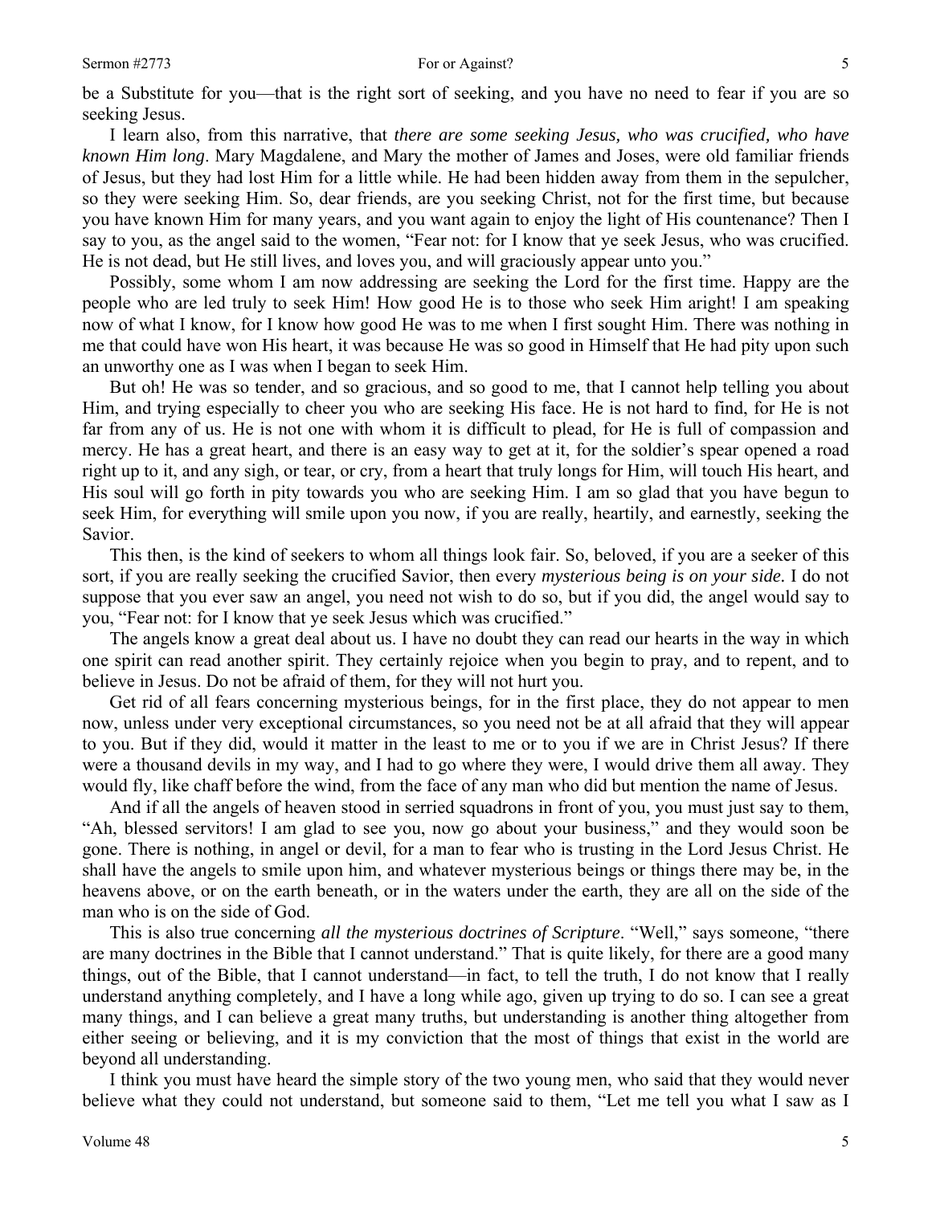be a Substitute for you—that is the right sort of seeking, and you have no need to fear if you are so seeking Jesus.

I learn also, from this narrative, that *there are some seeking Jesus, who was crucified, who have known Him long*. Mary Magdalene, and Mary the mother of James and Joses, were old familiar friends of Jesus, but they had lost Him for a little while. He had been hidden away from them in the sepulcher, so they were seeking Him. So, dear friends, are you seeking Christ, not for the first time, but because you have known Him for many years, and you want again to enjoy the light of His countenance? Then I say to you, as the angel said to the women, "Fear not: for I know that ye seek Jesus, who was crucified. He is not dead, but He still lives, and loves you, and will graciously appear unto you."

Possibly, some whom I am now addressing are seeking the Lord for the first time. Happy are the people who are led truly to seek Him! How good He is to those who seek Him aright! I am speaking now of what I know, for I know how good He was to me when I first sought Him. There was nothing in me that could have won His heart, it was because He was so good in Himself that He had pity upon such an unworthy one as I was when I began to seek Him.

But oh! He was so tender, and so gracious, and so good to me, that I cannot help telling you about Him, and trying especially to cheer you who are seeking His face. He is not hard to find, for He is not far from any of us. He is not one with whom it is difficult to plead, for He is full of compassion and mercy. He has a great heart, and there is an easy way to get at it, for the soldier's spear opened a road right up to it, and any sigh, or tear, or cry, from a heart that truly longs for Him, will touch His heart, and His soul will go forth in pity towards you who are seeking Him. I am so glad that you have begun to seek Him, for everything will smile upon you now, if you are really, heartily, and earnestly, seeking the Savior.

This then, is the kind of seekers to whom all things look fair. So, beloved, if you are a seeker of this sort, if you are really seeking the crucified Savior, then every *mysterious being is on your side.* I do not suppose that you ever saw an angel, you need not wish to do so, but if you did, the angel would say to you, "Fear not: for I know that ye seek Jesus which was crucified."

The angels know a great deal about us. I have no doubt they can read our hearts in the way in which one spirit can read another spirit. They certainly rejoice when you begin to pray, and to repent, and to believe in Jesus. Do not be afraid of them, for they will not hurt you.

Get rid of all fears concerning mysterious beings, for in the first place, they do not appear to men now, unless under very exceptional circumstances, so you need not be at all afraid that they will appear to you. But if they did, would it matter in the least to me or to you if we are in Christ Jesus? If there were a thousand devils in my way, and I had to go where they were, I would drive them all away. They would fly, like chaff before the wind, from the face of any man who did but mention the name of Jesus.

And if all the angels of heaven stood in serried squadrons in front of you, you must just say to them, "Ah, blessed servitors! I am glad to see you, now go about your business," and they would soon be gone. There is nothing, in angel or devil, for a man to fear who is trusting in the Lord Jesus Christ. He shall have the angels to smile upon him, and whatever mysterious beings or things there may be, in the heavens above, or on the earth beneath, or in the waters under the earth, they are all on the side of the man who is on the side of God.

This is also true concerning *all the mysterious doctrines of Scripture*. "Well," says someone, "there are many doctrines in the Bible that I cannot understand." That is quite likely, for there are a good many things, out of the Bible, that I cannot understand—in fact, to tell the truth, I do not know that I really understand anything completely, and I have a long while ago, given up trying to do so. I can see a great many things, and I can believe a great many truths, but understanding is another thing altogether from either seeing or believing, and it is my conviction that the most of things that exist in the world are beyond all understanding.

I think you must have heard the simple story of the two young men, who said that they would never believe what they could not understand, but someone said to them, "Let me tell you what I saw as I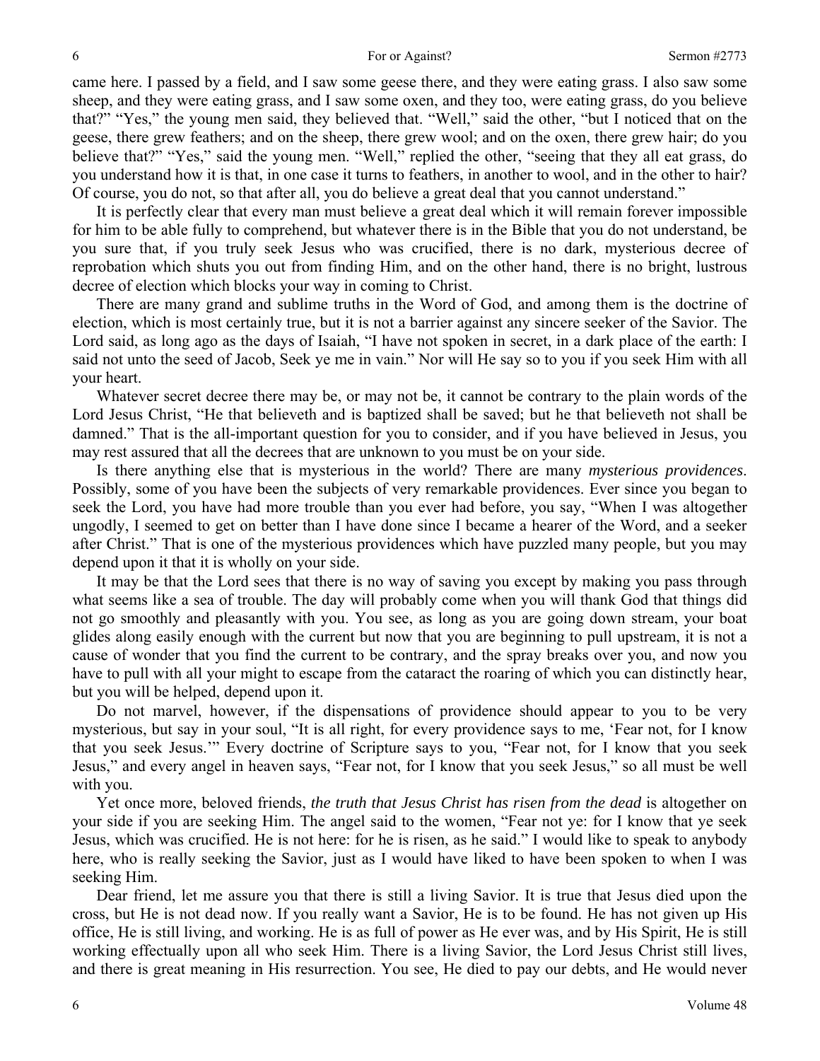came here. I passed by a field, and I saw some geese there, and they were eating grass. I also saw some sheep, and they were eating grass, and I saw some oxen, and they too, were eating grass, do you believe that?" "Yes," the young men said, they believed that. "Well," said the other, "but I noticed that on the geese, there grew feathers; and on the sheep, there grew wool; and on the oxen, there grew hair; do you believe that?" "Yes," said the young men. "Well," replied the other, "seeing that they all eat grass, do you understand how it is that, in one case it turns to feathers, in another to wool, and in the other to hair? Of course, you do not, so that after all, you do believe a great deal that you cannot understand."

It is perfectly clear that every man must believe a great deal which it will remain forever impossible for him to be able fully to comprehend, but whatever there is in the Bible that you do not understand, be you sure that, if you truly seek Jesus who was crucified, there is no dark, mysterious decree of reprobation which shuts you out from finding Him, and on the other hand, there is no bright, lustrous decree of election which blocks your way in coming to Christ.

There are many grand and sublime truths in the Word of God, and among them is the doctrine of election, which is most certainly true, but it is not a barrier against any sincere seeker of the Savior. The Lord said, as long ago as the days of Isaiah, "I have not spoken in secret, in a dark place of the earth: I said not unto the seed of Jacob, Seek ye me in vain." Nor will He say so to you if you seek Him with all your heart.

Whatever secret decree there may be, or may not be, it cannot be contrary to the plain words of the Lord Jesus Christ, "He that believeth and is baptized shall be saved; but he that believeth not shall be damned." That is the all-important question for you to consider, and if you have believed in Jesus, you may rest assured that all the decrees that are unknown to you must be on your side.

Is there anything else that is mysterious in the world? There are many *mysterious providences*. Possibly, some of you have been the subjects of very remarkable providences. Ever since you began to seek the Lord, you have had more trouble than you ever had before, you say, "When I was altogether ungodly, I seemed to get on better than I have done since I became a hearer of the Word, and a seeker after Christ." That is one of the mysterious providences which have puzzled many people, but you may depend upon it that it is wholly on your side.

It may be that the Lord sees that there is no way of saving you except by making you pass through what seems like a sea of trouble. The day will probably come when you will thank God that things did not go smoothly and pleasantly with you. You see, as long as you are going down stream, your boat glides along easily enough with the current but now that you are beginning to pull upstream, it is not a cause of wonder that you find the current to be contrary, and the spray breaks over you, and now you have to pull with all your might to escape from the cataract the roaring of which you can distinctly hear, but you will be helped, depend upon it.

Do not marvel, however, if the dispensations of providence should appear to you to be very mysterious, but say in your soul, "It is all right, for every providence says to me, 'Fear not, for I know that you seek Jesus.'" Every doctrine of Scripture says to you, "Fear not, for I know that you seek Jesus," and every angel in heaven says, "Fear not, for I know that you seek Jesus," so all must be well with you.

Yet once more, beloved friends, *the truth that Jesus Christ has risen from the dead* is altogether on your side if you are seeking Him. The angel said to the women, "Fear not ye: for I know that ye seek Jesus, which was crucified. He is not here: for he is risen, as he said." I would like to speak to anybody here, who is really seeking the Savior, just as I would have liked to have been spoken to when I was seeking Him.

Dear friend, let me assure you that there is still a living Savior. It is true that Jesus died upon the cross, but He is not dead now. If you really want a Savior, He is to be found. He has not given up His office, He is still living, and working. He is as full of power as He ever was, and by His Spirit, He is still working effectually upon all who seek Him. There is a living Savior, the Lord Jesus Christ still lives, and there is great meaning in His resurrection. You see, He died to pay our debts, and He would never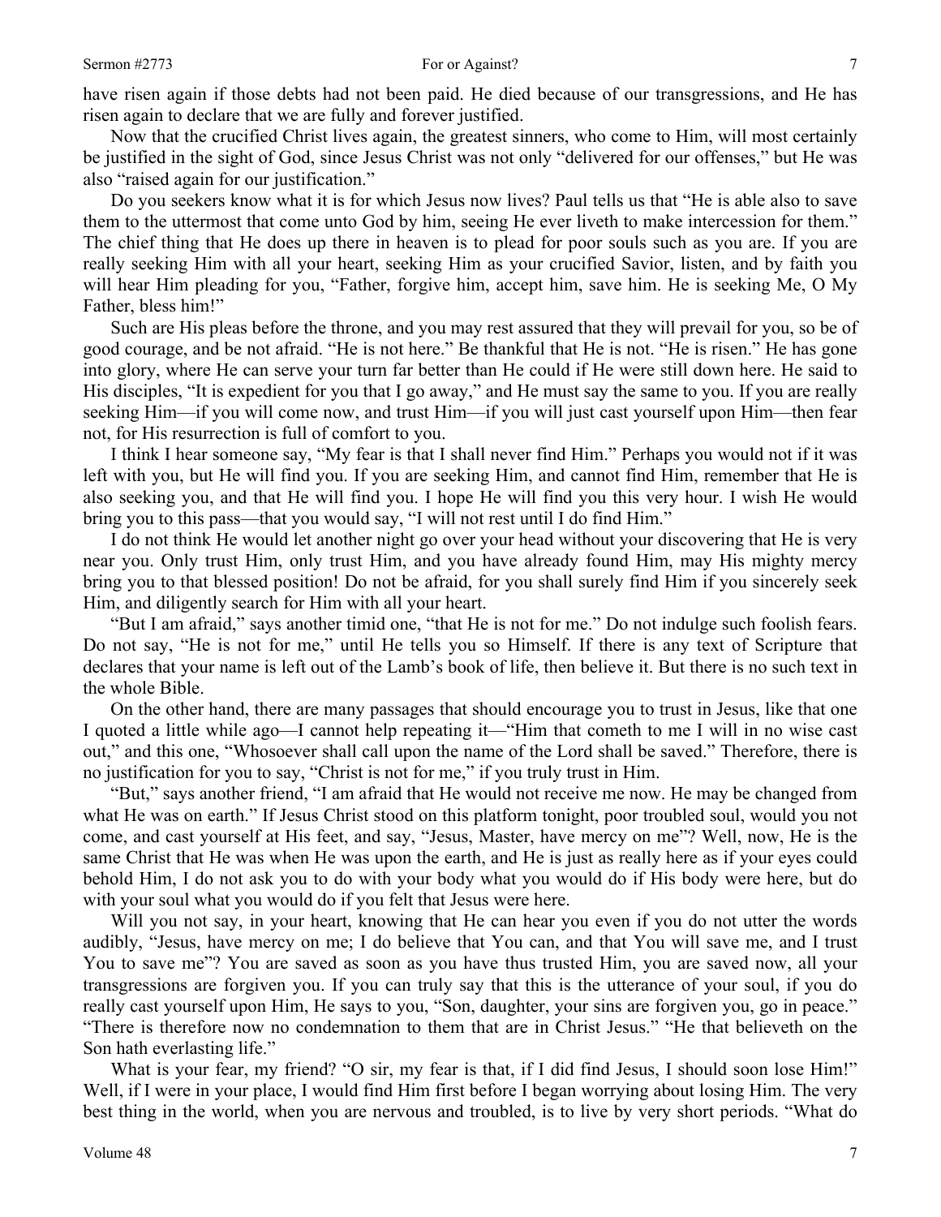have risen again if those debts had not been paid. He died because of our transgressions, and He has risen again to declare that we are fully and forever justified.

Now that the crucified Christ lives again, the greatest sinners, who come to Him, will most certainly be justified in the sight of God, since Jesus Christ was not only "delivered for our offenses," but He was also "raised again for our justification."

Do you seekers know what it is for which Jesus now lives? Paul tells us that "He is able also to save them to the uttermost that come unto God by him, seeing He ever liveth to make intercession for them." The chief thing that He does up there in heaven is to plead for poor souls such as you are. If you are really seeking Him with all your heart, seeking Him as your crucified Savior, listen, and by faith you will hear Him pleading for you, "Father, forgive him, accept him, save him. He is seeking Me, O My Father, bless him!"

Such are His pleas before the throne, and you may rest assured that they will prevail for you, so be of good courage, and be not afraid. "He is not here." Be thankful that He is not. "He is risen." He has gone into glory, where He can serve your turn far better than He could if He were still down here. He said to His disciples, "It is expedient for you that I go away," and He must say the same to you. If you are really seeking Him—if you will come now, and trust Him—if you will just cast yourself upon Him—then fear not, for His resurrection is full of comfort to you.

I think I hear someone say, "My fear is that I shall never find Him." Perhaps you would not if it was left with you, but He will find you. If you are seeking Him, and cannot find Him, remember that He is also seeking you, and that He will find you. I hope He will find you this very hour. I wish He would bring you to this pass—that you would say, "I will not rest until I do find Him."

I do not think He would let another night go over your head without your discovering that He is very near you. Only trust Him, only trust Him, and you have already found Him, may His mighty mercy bring you to that blessed position! Do not be afraid, for you shall surely find Him if you sincerely seek Him, and diligently search for Him with all your heart.

"But I am afraid," says another timid one, "that He is not for me." Do not indulge such foolish fears. Do not say, "He is not for me," until He tells you so Himself. If there is any text of Scripture that declares that your name is left out of the Lamb's book of life, then believe it. But there is no such text in the whole Bible.

On the other hand, there are many passages that should encourage you to trust in Jesus, like that one I quoted a little while ago—I cannot help repeating it—"Him that cometh to me I will in no wise cast out," and this one, "Whosoever shall call upon the name of the Lord shall be saved." Therefore, there is no justification for you to say, "Christ is not for me," if you truly trust in Him.

"But," says another friend, "I am afraid that He would not receive me now. He may be changed from what He was on earth." If Jesus Christ stood on this platform tonight, poor troubled soul, would you not come, and cast yourself at His feet, and say, "Jesus, Master, have mercy on me"? Well, now, He is the same Christ that He was when He was upon the earth, and He is just as really here as if your eyes could behold Him, I do not ask you to do with your body what you would do if His body were here, but do with your soul what you would do if you felt that Jesus were here.

Will you not say, in your heart, knowing that He can hear you even if you do not utter the words audibly, "Jesus, have mercy on me; I do believe that You can, and that You will save me, and I trust You to save me"? You are saved as soon as you have thus trusted Him, you are saved now, all your transgressions are forgiven you. If you can truly say that this is the utterance of your soul, if you do really cast yourself upon Him, He says to you, "Son, daughter, your sins are forgiven you, go in peace." "There is therefore now no condemnation to them that are in Christ Jesus." "He that believeth on the Son hath everlasting life."

What is your fear, my friend? "O sir, my fear is that, if I did find Jesus, I should soon lose Him!" Well, if I were in your place, I would find Him first before I began worrying about losing Him. The very best thing in the world, when you are nervous and troubled, is to live by very short periods. "What do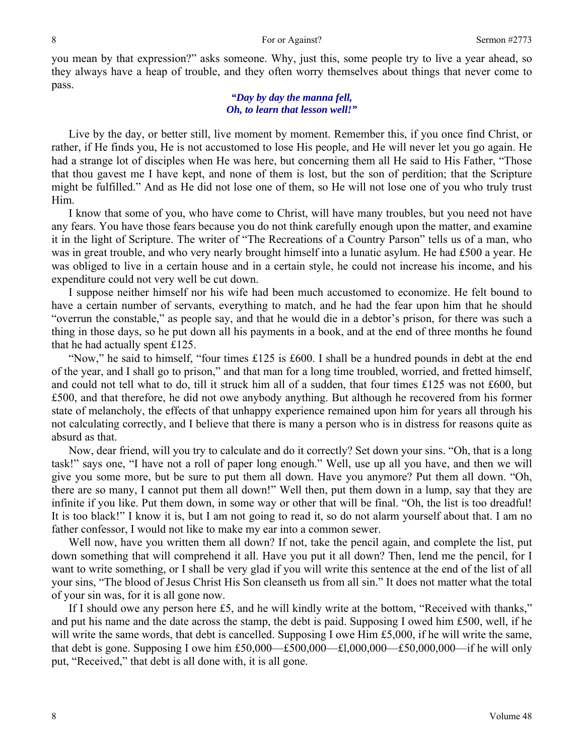you mean by that expression?" asks someone. Why, just this, some people try to live a year ahead, so they always have a heap of trouble, and they often worry themselves about things that never come to pass.

> ***"Day by day the manna fell,***
> ***Oh, to learn that lesson well!"***

Live by the day, or better still, live moment by moment. Remember this, if you once find Christ, or rather, if He finds you, He is not accustomed to lose His people, and He will never let you go again. He had a strange lot of disciples when He was here, but concerning them all He said to His Father, "Those that thou gavest me I have kept, and none of them is lost, but the son of perdition; that the Scripture might be fulfilled." And as He did not lose one of them, so He will not lose one of you who truly trust Him.

I know that some of you, who have come to Christ, will have many troubles, but you need not have any fears. You have those fears because you do not think carefully enough upon the matter, and examine it in the light of Scripture. The writer of "The Recreations of a Country Parson" tells us of a man, who was in great trouble, and who very nearly brought himself into a lunatic asylum. He had £500 a year. He was obliged to live in a certain house and in a certain style, he could not increase his income, and his expenditure could not very well be cut down.

I suppose neither himself nor his wife had been much accustomed to economize. He felt bound to have a certain number of servants, everything to match, and he had the fear upon him that he should "overrun the constable," as people say, and that he would die in a debtor's prison, for there was such a thing in those days, so he put down all his payments in a book, and at the end of three months he found that he had actually spent £125.

"Now," he said to himself, "four times £125 is £600. I shall be a hundred pounds in debt at the end of the year, and I shall go to prison," and that man for a long time troubled, worried, and fretted himself, and could not tell what to do, till it struck him all of a sudden, that four times £125 was not £600, but £500, and that therefore, he did not owe anybody anything. But although he recovered from his former state of melancholy, the effects of that unhappy experience remained upon him for years all through his not calculating correctly, and I believe that there is many a person who is in distress for reasons quite as absurd as that.

Now, dear friend, will you try to calculate and do it correctly? Set down your sins. "Oh, that is a long task!" says one, "I have not a roll of paper long enough." Well, use up all you have, and then we will give you some more, but be sure to put them all down. Have you anymore? Put them all down. "Oh, there are so many, I cannot put them all down!" Well then, put them down in a lump, say that they are infinite if you like. Put them down, in some way or other that will be final. "Oh, the list is too dreadful! It is too black!" I know it is, but I am not going to read it, so do not alarm yourself about that. I am no father confessor, I would not like to make my ear into a common sewer.

Well now, have you written them all down? If not, take the pencil again, and complete the list, put down something that will comprehend it all. Have you put it all down? Then, lend me the pencil, for I want to write something, or I shall be very glad if you will write this sentence at the end of the list of all your sins, "The blood of Jesus Christ His Son cleanseth us from all sin." It does not matter what the total of your sin was, for it is all gone now.

If I should owe any person here £5, and he will kindly write at the bottom, "Received with thanks," and put his name and the date across the stamp, the debt is paid. Supposing I owed him £500, well, if he will write the same words, that debt is cancelled. Supposing I owe Him £5,000, if he will write the same, that debt is gone. Supposing I owe him £50,000—£500,000—£l,000,000—£50,000,000—if he will only put, "Received," that debt is all done with, it is all gone.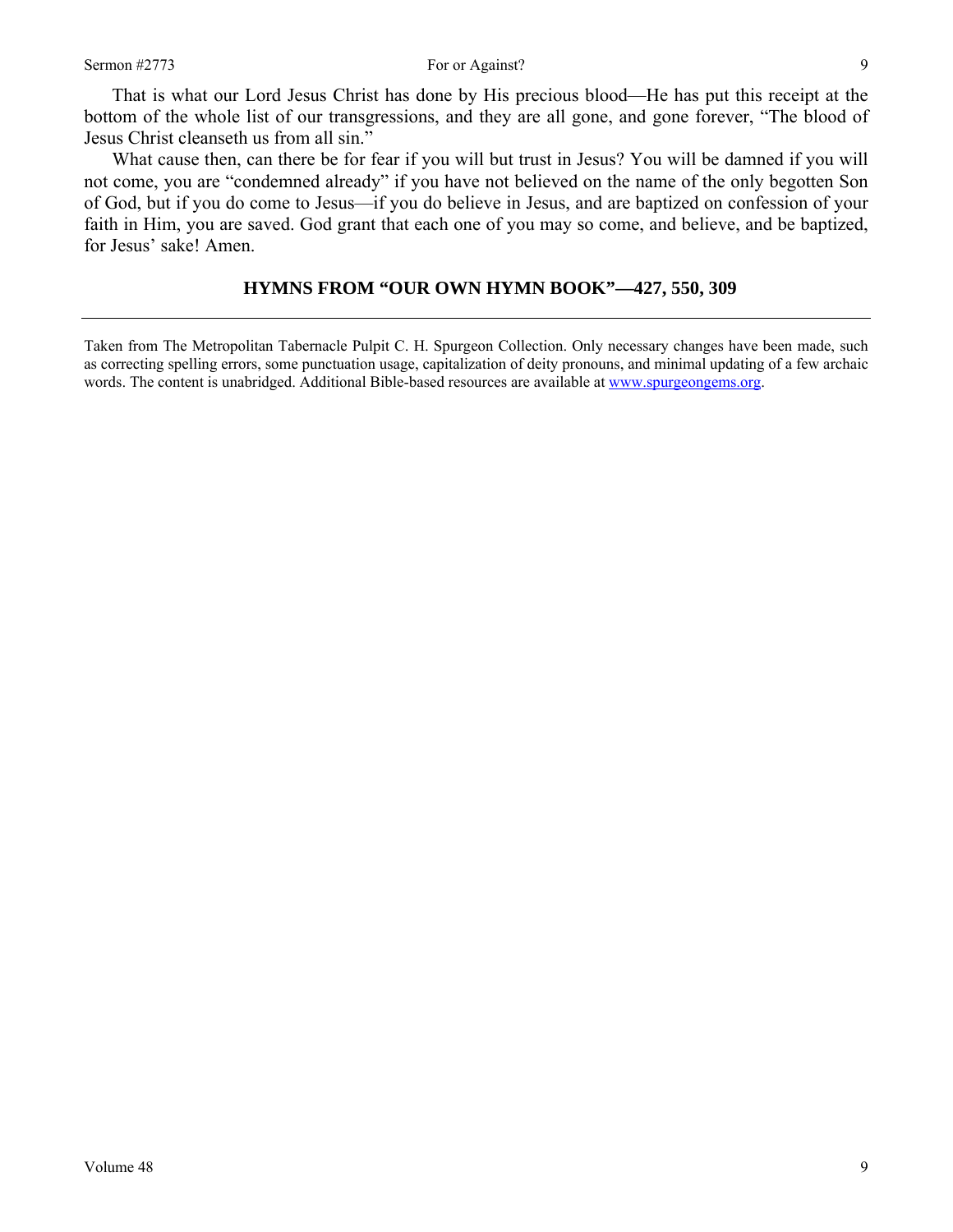That is what our Lord Jesus Christ has done by His precious blood—He has put this receipt at the bottom of the whole list of our transgressions, and they are all gone, and gone forever, "The blood of Jesus Christ cleanseth us from all sin."

What cause then, can there be for fear if you will but trust in Jesus? You will be damned if you will not come, you are "condemned already" if you have not believed on the name of the only begotten Son of God, but if you do come to Jesus—if you do believe in Jesus, and are baptized on confession of your faith in Him, you are saved. God grant that each one of you may so come, and believe, and be baptized, for Jesus' sake! Amen.

## HYMNS FROM "OUR OWN HYMN BOOK"—427, 550, 309

---

Taken from The Metropolitan Tabernacle Pulpit C. H. Spurgeon Collection. Only necessary changes have been made, such as correcting spelling errors, some punctuation usage, capitalization of deity pronouns, and minimal updating of a few archaic words. The content is unabridged. Additional Bible-based resources are available at www.spurgeongems.org.